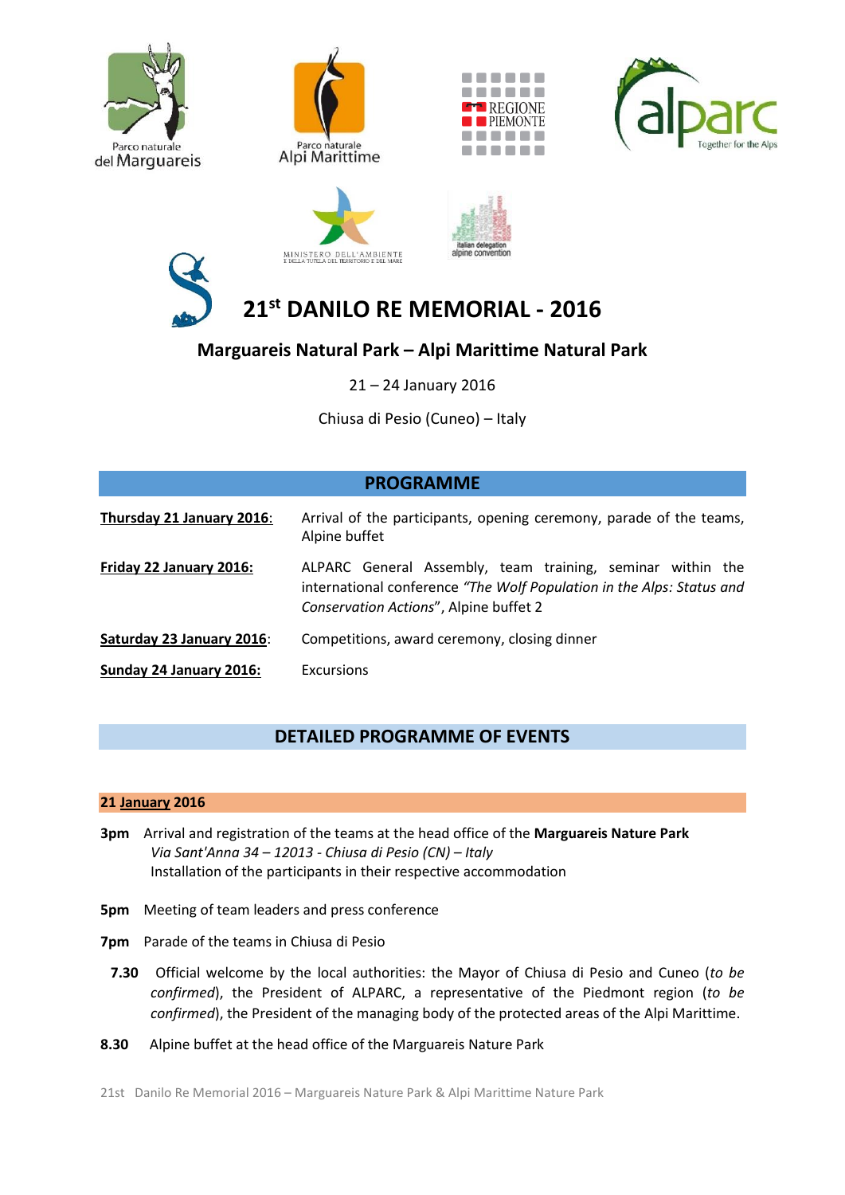Parco naturale del Marguareis

Parco naturale Alpi Marittime

REGIONE PIEMONTE

alparc Together for the Alps

MINISTERO DELL'AMBIENTE E DELLA TUTELA DEL TERRITORIO E DEL MARE

italian delegation alpine convention

# 21st DANILO RE MEMORIAL - 2016

## Marguareis Natural Park – Alpi Marittime Natural Park

21 – 24 January 2016

Chiusa di Pesio (Cuneo) – Italy

## PROGRAMME

| | |
|---|---|
| **Thursday 21 January 2016**: | Arrival of the participants, opening ceremony, parade of the teams, Alpine buffet |
| **Friday 22 January 2016:** | ALPARC General Assembly, team training, seminar within the international conference *"The Wolf Population in the Alps: Status and Conservation Actions*", Alpine buffet 2 |
| **Saturday 23 January 2016**: | Competitions, award ceremony, closing dinner |
| **Sunday 24 January 2016:** | Excursions |

## DETAILED PROGRAMME OF EVENTS

### 21 January 2016

**3pm** Arrival and registration of the teams at the head office of the **Marguareis Nature Park**
*Via Sant'Anna 34 – 12013 - Chiusa di Pesio (CN) – Italy*
Installation of the participants in their respective accommodation

**5pm** Meeting of team leaders and press conference

**7pm** Parade of the teams in Chiusa di Pesio

**7.30** Official welcome by the local authorities: the Mayor of Chiusa di Pesio and Cuneo (*to be confirmed*), the President of ALPARC, a representative of the Piedmont region (*to be confirmed*), the President of the managing body of the protected areas of the Alpi Marittime.

**8.30** Alpine buffet at the head office of the Marguareis Nature Park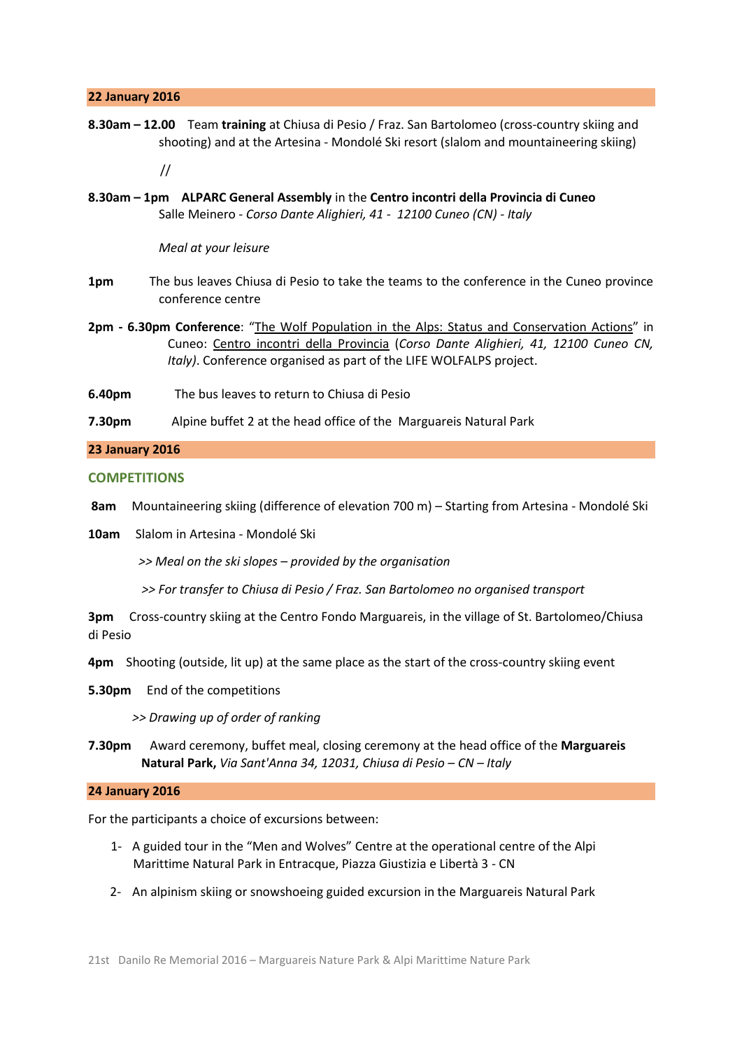## 22 January 2016

**8.30am – 12.00** Team **training** at Chiusa di Pesio / Fraz. San Bartolomeo (cross-country skiing and shooting) and at the Artesina - Mondolé Ski resort (slalom and mountaineering skiing)

//

**8.30am – 1pm** **ALPARC General Assembly** in the **Centro incontri della Provincia di Cuneo** Salle Meinero - *Corso Dante Alighieri, 41 - 12100 Cuneo (CN) - Italy*

*Meal at your leisure*

**1pm** The bus leaves Chiusa di Pesio to take the teams to the conference in the Cuneo province conference centre

**2pm - 6.30pm Conference**: "The Wolf Population in the Alps: Status and Conservation Actions" in Cuneo: Centro incontri della Provincia (*Corso Dante Alighieri, 41, 12100 Cuneo CN, Italy)*. Conference organised as part of the LIFE WOLFALPS project.

**6.40pm** The bus leaves to return to Chiusa di Pesio

**7.30pm** Alpine buffet 2 at the head office of the Marguareis Natural Park

## 23 January 2016

### COMPETITIONS

**8am** Mountaineering skiing (difference of elevation 700 m) – Starting from Artesina - Mondolé Ski

**10am** Slalom in Artesina - Mondolé Ski

*>> Meal on the ski slopes – provided by the organisation*

*>> For transfer to Chiusa di Pesio / Fraz. San Bartolomeo no organised transport*

**3pm** Cross-country skiing at the Centro Fondo Marguareis, in the village of St. Bartolomeo/Chiusa di Pesio

**4pm** Shooting (outside, lit up) at the same place as the start of the cross-country skiing event

**5.30pm** End of the competitions

*>> Drawing up of order of ranking*

**7.30pm** Award ceremony, buffet meal, closing ceremony at the head office of the **Marguareis Natural Park,** *Via Sant'Anna 34, 12031, Chiusa di Pesio – CN – Italy*

## 24 January 2016

For the participants a choice of excursions between:

1- A guided tour in the "Men and Wolves" Centre at the operational centre of the Alpi Marittime Natural Park in Entracque, Piazza Giustizia e Libertà 3 - CN

2- An alpinism skiing or snowshoeing guided excursion in the Marguareis Natural Park